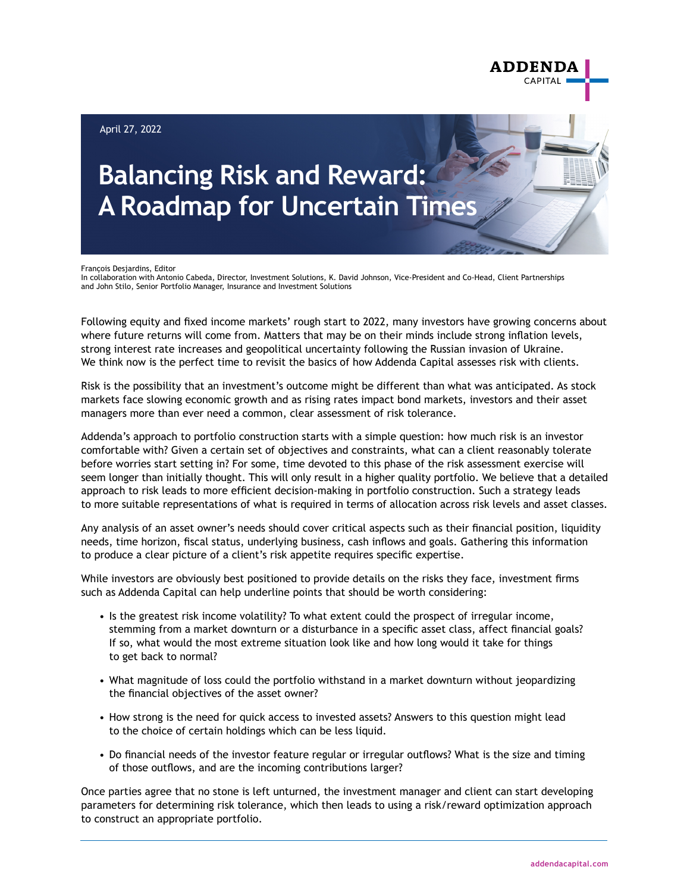April 27, 2022

# Balancing Risk and Reward: A Roadmap for Uncertain Times

François Desjardins, Editor
In collaboration with Antonio Cabeda, Director, Investment Solutions, K. David Johnson, Vice-President and Co-Head, Client Partnerships and John Stilo, Senior Portfolio Manager, Insurance and Investment Solutions

Following equity and fixed income markets' rough start to 2022, many investors have growing concerns about where future returns will come from. Matters that may be on their minds include strong inflation levels, strong interest rate increases and geopolitical uncertainty following the Russian invasion of Ukraine. We think now is the perfect time to revisit the basics of how Addenda Capital assesses risk with clients.

Risk is the possibility that an investment's outcome might be different than what was anticipated. As stock markets face slowing economic growth and as rising rates impact bond markets, investors and their asset managers more than ever need a common, clear assessment of risk tolerance.

Addenda's approach to portfolio construction starts with a simple question: how much risk is an investor comfortable with? Given a certain set of objectives and constraints, what can a client reasonably tolerate before worries start setting in? For some, time devoted to this phase of the risk assessment exercise will seem longer than initially thought. This will only result in a higher quality portfolio. We believe that a detailed approach to risk leads to more efficient decision-making in portfolio construction. Such a strategy leads to more suitable representations of what is required in terms of allocation across risk levels and asset classes.

Any analysis of an asset owner's needs should cover critical aspects such as their financial position, liquidity needs, time horizon, fiscal status, underlying business, cash inflows and goals. Gathering this information to produce a clear picture of a client's risk appetite requires specific expertise.

While investors are obviously best positioned to provide details on the risks they face, investment firms such as Addenda Capital can help underline points that should be worth considering:

- Is the greatest risk income volatility? To what extent could the prospect of irregular income, stemming from a market downturn or a disturbance in a specific asset class, affect financial goals? If so, what would the most extreme situation look like and how long would it take for things to get back to normal?
- What magnitude of loss could the portfolio withstand in a market downturn without jeopardizing the financial objectives of the asset owner?
- How strong is the need for quick access to invested assets? Answers to this question might lead to the choice of certain holdings which can be less liquid.
- Do financial needs of the investor feature regular or irregular outflows? What is the size and timing of those outflows, and are the incoming contributions larger?

Once parties agree that no stone is left unturned, the investment manager and client can start developing parameters for determining risk tolerance, which then leads to using a risk/reward optimization approach to construct an appropriate portfolio.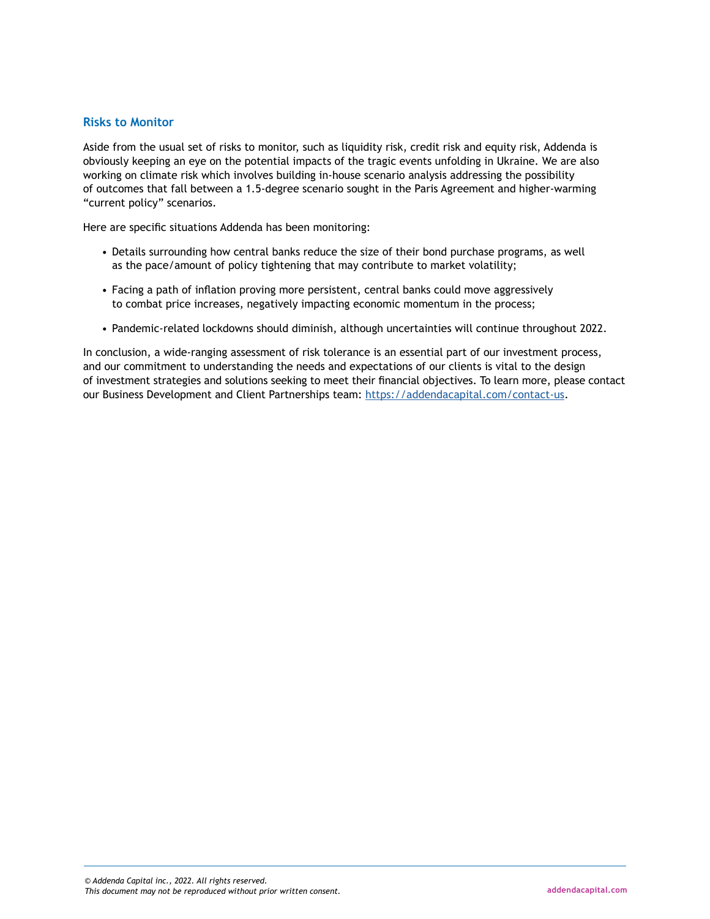## Risks to Monitor

Aside from the usual set of risks to monitor, such as liquidity risk, credit risk and equity risk, Addenda is obviously keeping an eye on the potential impacts of the tragic events unfolding in Ukraine. We are also working on climate risk which involves building in-house scenario analysis addressing the possibility of outcomes that fall between a 1.5-degree scenario sought in the Paris Agreement and higher-warming "current policy" scenarios.

Here are specific situations Addenda has been monitoring:

- Details surrounding how central banks reduce the size of their bond purchase programs, as well as the pace/amount of policy tightening that may contribute to market volatility;
- Facing a path of inflation proving more persistent, central banks could move aggressively to combat price increases, negatively impacting economic momentum in the process;
- Pandemic-related lockdowns should diminish, although uncertainties will continue throughout 2022.

In conclusion, a wide-ranging assessment of risk tolerance is an essential part of our investment process, and our commitment to understanding the needs and expectations of our clients is vital to the design of investment strategies and solutions seeking to meet their financial objectives. To learn more, please contact our Business Development and Client Partnerships team: [https://addendacapital.com/contact-us](https://addendacapital.com/contact-us).

*© Addenda Capital inc., 2022. All rights reserved.*
*This document may not be reproduced without prior written consent.*

addendacapital.com